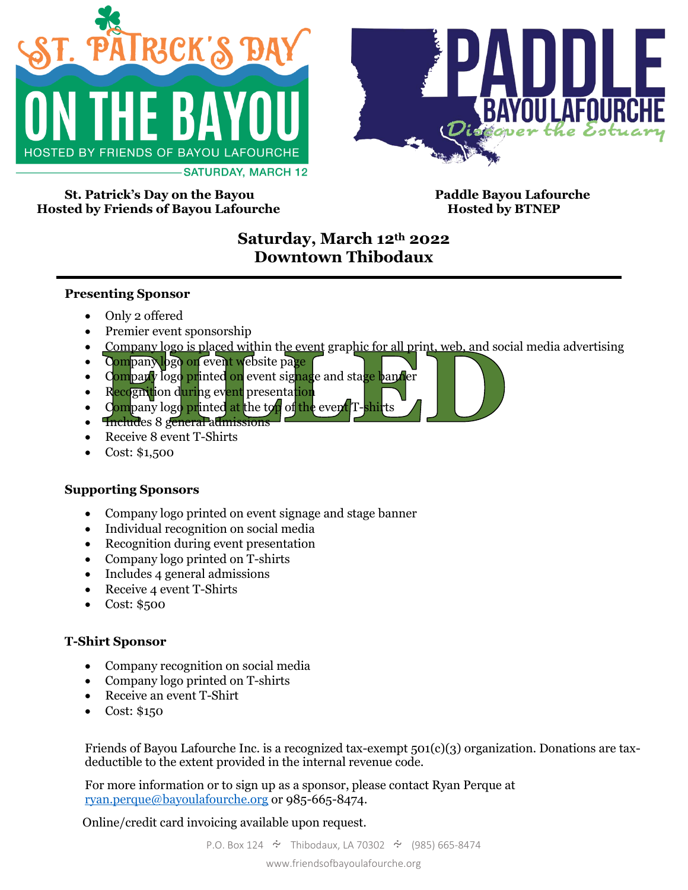ST. PATRICK'S DAY ON THE BAYOU
HOSTED BY FRIENDS OF BAYOU LAFOURCHE
SATURDAY, MARCH 12

PADDLE BAYOU LAFOURCHE
Discover the Estuary

**St. Patrick's Day on the Bayou**
**Hosted by Friends of Bayou Lafourche**

**Paddle Bayou Lafourche**
**Hosted by BTNEP**

## Saturday, March 12th 2022
## Downtown Thibodaux

---

### Presenting Sponsor

FILLED

- Only 2 offered
- Premier event sponsorship
- Company logo is placed within the event graphic for all print, web, and social media advertising
- Company logo on event website page
- Company logo printed on event signage and stage banner
- Recognition during event presentation
- Company logo printed at the top of the event T-shirts
- Includes 8 general admissions
- Receive 8 event T-Shirts
- Cost: $1,500

### Supporting Sponsors

- Company logo printed on event signage and stage banner
- Individual recognition on social media
- Recognition during event presentation
- Company logo printed on T-shirts
- Includes 4 general admissions
- Receive 4 event T-Shirts
- Cost: $500

### T-Shirt Sponsor

- Company recognition on social media
- Company logo printed on T-shirts
- Receive an event T-Shirt
- Cost: $150

Friends of Bayou Lafourche Inc. is a recognized tax-exempt 501(c)(3) organization. Donations are tax-deductible to the extent provided in the internal revenue code.

For more information or to sign up as a sponsor, please contact Ryan Perque at ryan.perque@bayoulafourche.org or 985-665-8474.

Online/credit card invoicing available upon request.

P.O. Box 124 · Thibodaux, LA 70302 · (985) 665-8474

www.friendsofbayoulafourche.org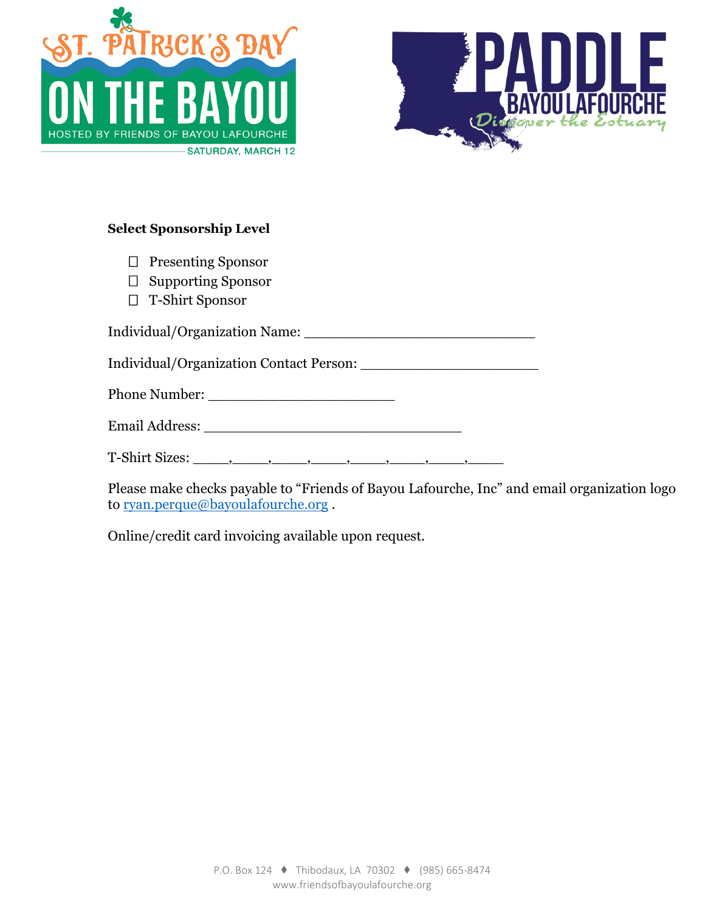**Select Sponsorship Level**

- ☐ Presenting Sponsor
- ☐ Supporting Sponsor
- ☐ T-Shirt Sponsor

Individual/Organization Name: ___________________________

Individual/Organization Contact Person: ____________________

Phone Number: ______________________

Email Address: ______________________________

T-Shirt Sizes: ____,____,____,____,____,____,____,____

Please make checks payable to "Friends of Bayou Lafourche, Inc" and email organization logo to ryan.perque@bayoulafourche.org .

Online/credit card invoicing available upon request.

P.O. Box 124 ♦ Thibodaux, LA 70302 ♦ (985) 665-8474
www.friendsofbayoulafourche.org